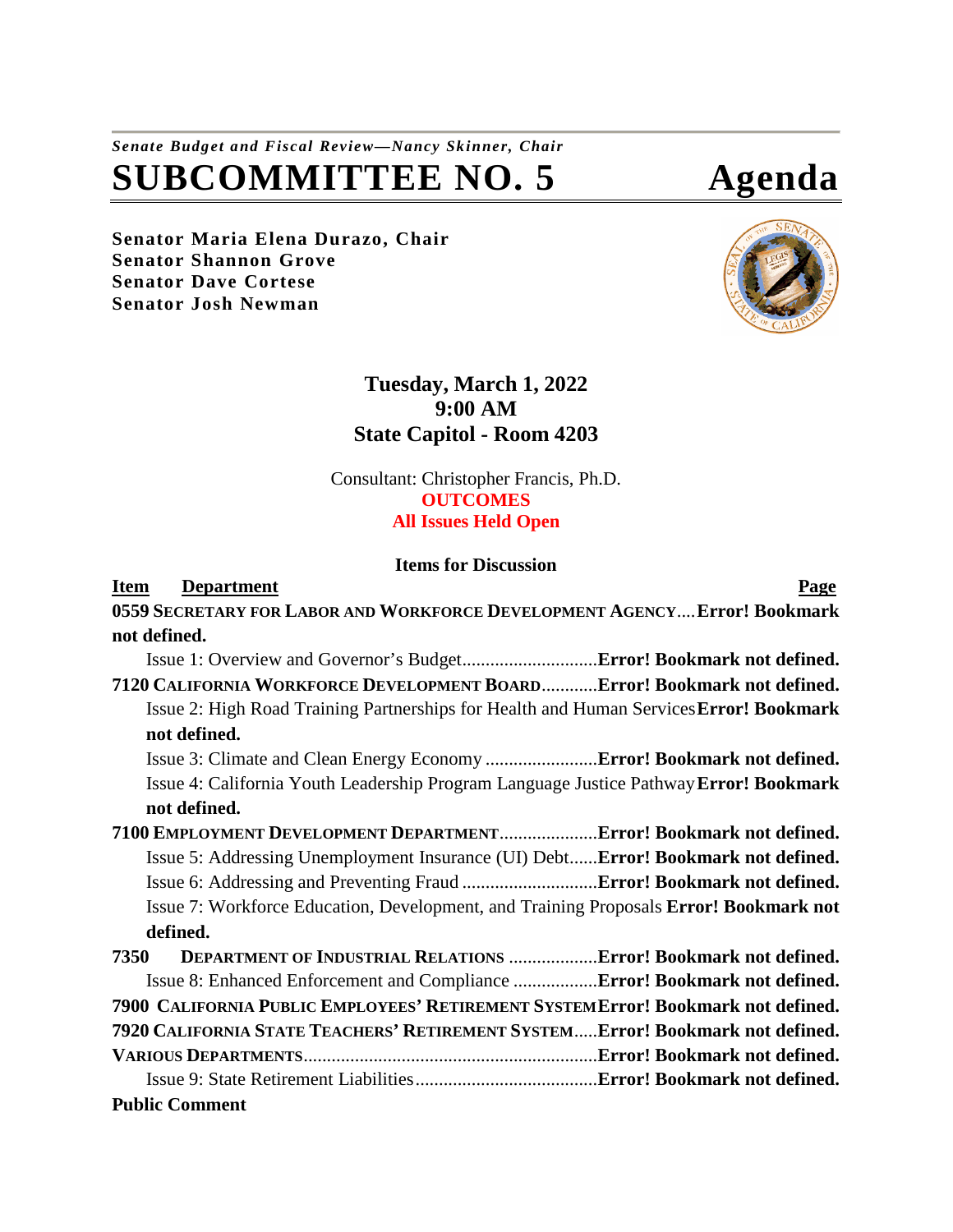*Senate Budget and Fiscal Review—Nancy Skinner, Chair*

# SUBCOMMITTEE NO. 5 Agenda

**Senator Maria Elena Durazo, Chair**
**Senator Shannon Grove**
**Senator Dave Cortese**
**Senator Josh Newman**

**Tuesday, March 1, 2022**
**9:00 AM**
**State Capitol - Room 4203**

Consultant: Christopher Francis, Ph.D.
**OUTCOMES**
**All Issues Held Open**

**Items for Discussion**

**Item Department** **Page**

**0559 SECRETARY FOR LABOR AND WORKFORCE DEVELOPMENT AGENCY....Error! Bookmark not defined.**

Issue 1: Overview and Governor's Budget.............................**Error! Bookmark not defined.**

**7120 CALIFORNIA WORKFORCE DEVELOPMENT BOARD............Error! Bookmark not defined.**

Issue 2: High Road Training Partnerships for Health and Human Services**Error! Bookmark not defined.**

Issue 3: Climate and Clean Energy Economy ........................**Error! Bookmark not defined.**

Issue 4: California Youth Leadership Program Language Justice Pathway**Error! Bookmark not defined.**

**7100 EMPLOYMENT DEVELOPMENT DEPARTMENT.....................Error! Bookmark not defined.**

Issue 5: Addressing Unemployment Insurance (UI) Debt......**Error! Bookmark not defined.**

Issue 6: Addressing and Preventing Fraud .............................**Error! Bookmark not defined.**

Issue 7: Workforce Education, Development, and Training Proposals **Error! Bookmark not defined.**

**7350 DEPARTMENT OF INDUSTRIAL RELATIONS ...................Error! Bookmark not defined.**

Issue 8: Enhanced Enforcement and Compliance ..................**Error! Bookmark not defined.**

**7900 CALIFORNIA PUBLIC EMPLOYEES' RETIREMENT SYSTEMError! Bookmark not defined.**

**7920 CALIFORNIA STATE TEACHERS' RETIREMENT SYSTEM.....Error! Bookmark not defined.**

**VARIOUS DEPARTMENTS...............................................................Error! Bookmark not defined.**

Issue 9: State Retirement Liabilities.......................................**Error! Bookmark not defined.**

**Public Comment**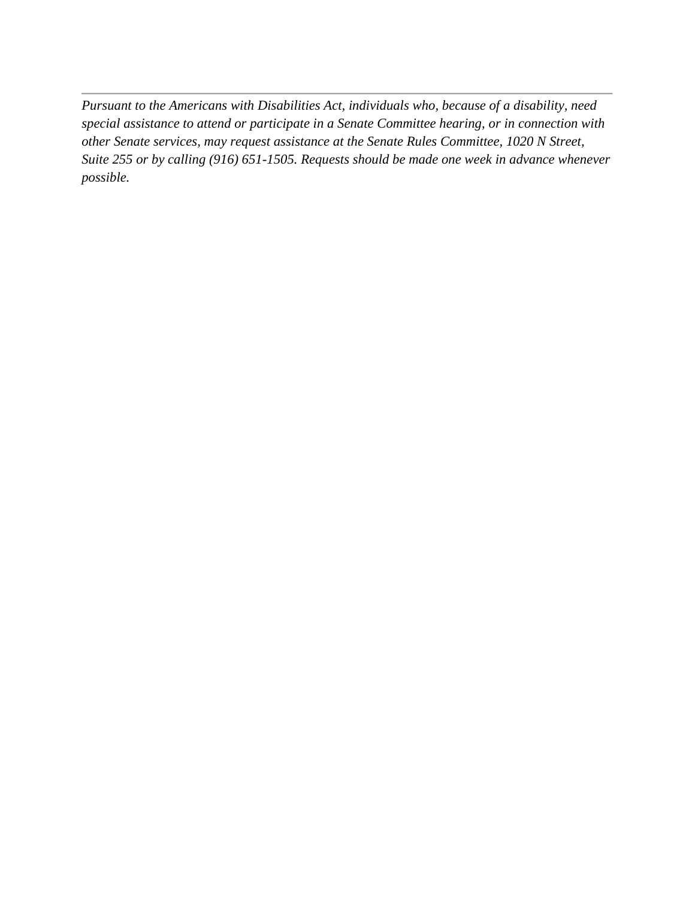---

*Pursuant to the Americans with Disabilities Act, individuals who, because of a disability, need special assistance to attend or participate in a Senate Committee hearing, or in connection with other Senate services, may request assistance at the Senate Rules Committee, 1020 N Street, Suite 255 or by calling (916) 651-1505. Requests should be made one week in advance whenever possible.*